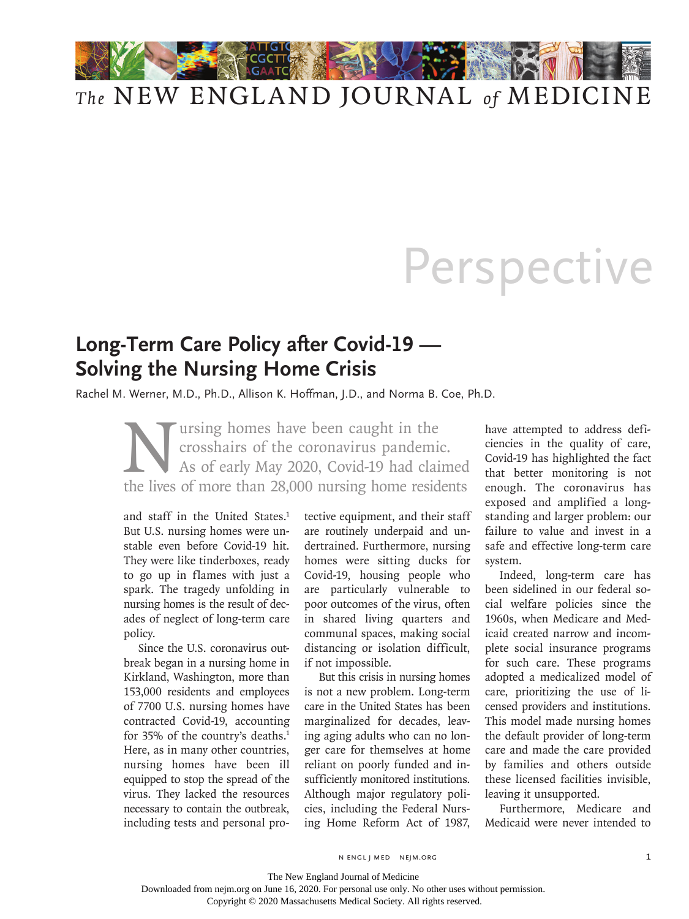# Perspective

## Long-Term Care Policy after Covid-19 — Solving the Nursing Home Crisis

Rachel M. Werner, M.D., Ph.D., Allison K. Hoffman, J.D., and Norma B. Coe, Ph.D.

Nursing homes have been caught in the crosshairs of the coronavirus pandemic. As of early May 2020, Covid-19 had claimed the lives of more than 28,000 nursing home residents and staff in the United States.[1] But U.S. nursing homes were unstable even before Covid-19 hit. They were like tinderboxes, ready to go up in flames with just a spark. The tragedy unfolding in nursing homes is the result of decades of neglect of long-term care policy.

Since the U.S. coronavirus outbreak began in a nursing home in Kirkland, Washington, more than 153,000 residents and employees of 7700 U.S. nursing homes have contracted Covid-19, accounting for 35% of the country's deaths.[1] Here, as in many other countries, nursing homes have been ill equipped to stop the spread of the virus. They lacked the resources necessary to contain the outbreak, including tests and personal protective equipment, and their staff are routinely underpaid and undertrained. Furthermore, nursing homes were sitting ducks for Covid-19, housing people who are particularly vulnerable to poor outcomes of the virus, often in shared living quarters and communal spaces, making social distancing or isolation difficult, if not impossible.

But this crisis in nursing homes is not a new problem. Long-term care in the United States has been marginalized for decades, leaving aging adults who can no longer care for themselves at home reliant on poorly funded and insufficiently monitored institutions. Although major regulatory policies, including the Federal Nursing Home Reform Act of 1987, have attempted to address deficiencies in the quality of care, Covid-19 has highlighted the fact that better monitoring is not enough. The coronavirus has exposed and amplified a longstanding and larger problem: our failure to value and invest in a safe and effective long-term care system.

Indeed, long-term care has been sidelined in our federal social welfare policies since the 1960s, when Medicare and Medicaid created narrow and incomplete social insurance programs for such care. These programs adopted a medicalized model of care, prioritizing the use of licensed providers and institutions. This model made nursing homes the default provider of long-term care and made the care provided by families and others outside these licensed facilities invisible, leaving it unsupported.

Furthermore, Medicare and Medicaid were never intended to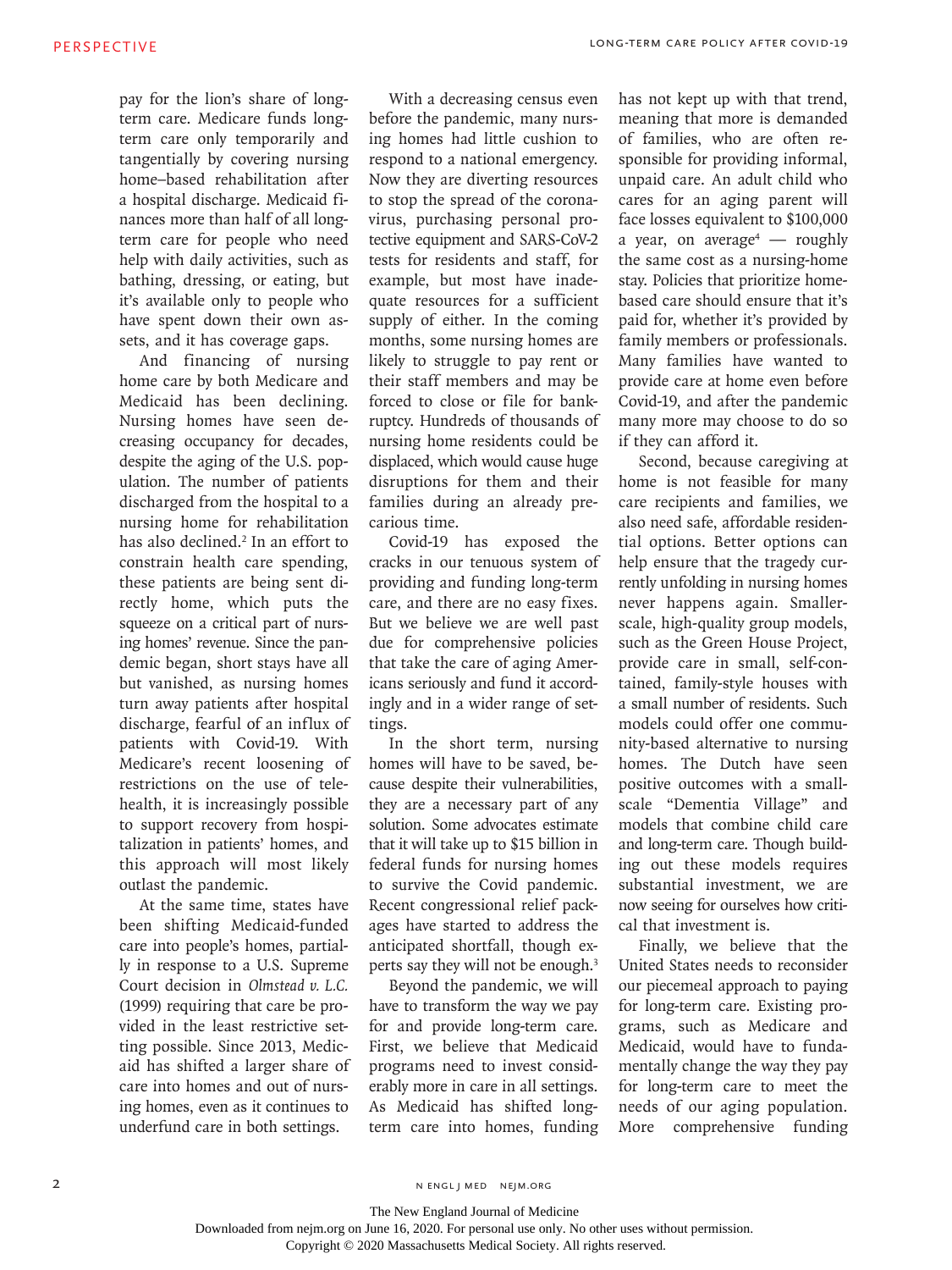pay for the lion's share of long-term care. Medicare funds long-term care only temporarily and tangentially by covering nursing home–based rehabilitation after a hospital discharge. Medicaid finances more than half of all long-term care for people who need help with daily activities, such as bathing, dressing, or eating, but it's available only to people who have spent down their own assets, and it has coverage gaps.

And financing of nursing home care by both Medicare and Medicaid has been declining. Nursing homes have seen decreasing occupancy for decades, despite the aging of the U.S. population. The number of patients discharged from the hospital to a nursing home for rehabilitation has also declined.[2] In an effort to constrain health care spending, these patients are being sent directly home, which puts the squeeze on a critical part of nursing homes' revenue. Since the pandemic began, short stays have all but vanished, as nursing homes turn away patients after hospital discharge, fearful of an influx of patients with Covid-19. With Medicare's recent loosening of restrictions on the use of telehealth, it is increasingly possible to support recovery from hospitalization in patients' homes, and this approach will most likely outlast the pandemic.

At the same time, states have been shifting Medicaid-funded care into people's homes, partially in response to a U.S. Supreme Court decision in *Olmstead v. L.C.* (1999) requiring that care be provided in the least restrictive setting possible. Since 2013, Medicaid has shifted a larger share of care into homes and out of nursing homes, even as it continues to underfund care in both settings.

With a decreasing census even before the pandemic, many nursing homes had little cushion to respond to a national emergency. Now they are diverting resources to stop the spread of the coronavirus, purchasing personal protective equipment and SARS-CoV-2 tests for residents and staff, for example, but most have inadequate resources for a sufficient supply of either. In the coming months, some nursing homes are likely to struggle to pay rent or their staff members and may be forced to close or file for bankruptcy. Hundreds of thousands of nursing home residents could be displaced, which would cause huge disruptions for them and their families during an already precarious time.

Covid-19 has exposed the cracks in our tenuous system of providing and funding long-term care, and there are no easy fixes. But we believe we are well past due for comprehensive policies that take the care of aging Americans seriously and fund it accordingly and in a wider range of settings.

In the short term, nursing homes will have to be saved, because despite their vulnerabilities, they are a necessary part of any solution. Some advocates estimate that it will take up to $15 billion in federal funds for nursing homes to survive the Covid pandemic. Recent congressional relief packages have started to address the anticipated shortfall, though experts say they will not be enough.[3]

Beyond the pandemic, we will have to transform the way we pay for and provide long-term care. First, we believe that Medicaid programs need to invest considerably more in care in all settings. As Medicaid has shifted long-term care into homes, funding has not kept up with that trend, meaning that more is demanded of families, who are often responsible for providing informal, unpaid care. An adult child who cares for an aging parent will face losses equivalent to $100,000 a year, on average[4] — roughly the same cost as a nursing-home stay. Policies that prioritize home-based care should ensure that it's paid for, whether it's provided by family members or professionals. Many families have wanted to provide care at home even before Covid-19, and after the pandemic many more may choose to do so if they can afford it.

Second, because caregiving at home is not feasible for many care recipients and families, we also need safe, affordable residential options. Better options can help ensure that the tragedy currently unfolding in nursing homes never happens again. Smaller-scale, high-quality group models, such as the Green House Project, provide care in small, self-contained, family-style houses with a small number of residents. Such models could offer one community-based alternative to nursing homes. The Dutch have seen positive outcomes with a small-scale "Dementia Village" and models that combine child care and long-term care. Though building out these models requires substantial investment, we are now seeing for ourselves how critical that investment is.

Finally, we believe that the United States needs to reconsider our piecemeal approach to paying for long-term care. Existing programs, such as Medicare and Medicaid, would have to fundamentally change the way they pay for long-term care to meet the needs of our aging population. More comprehensive funding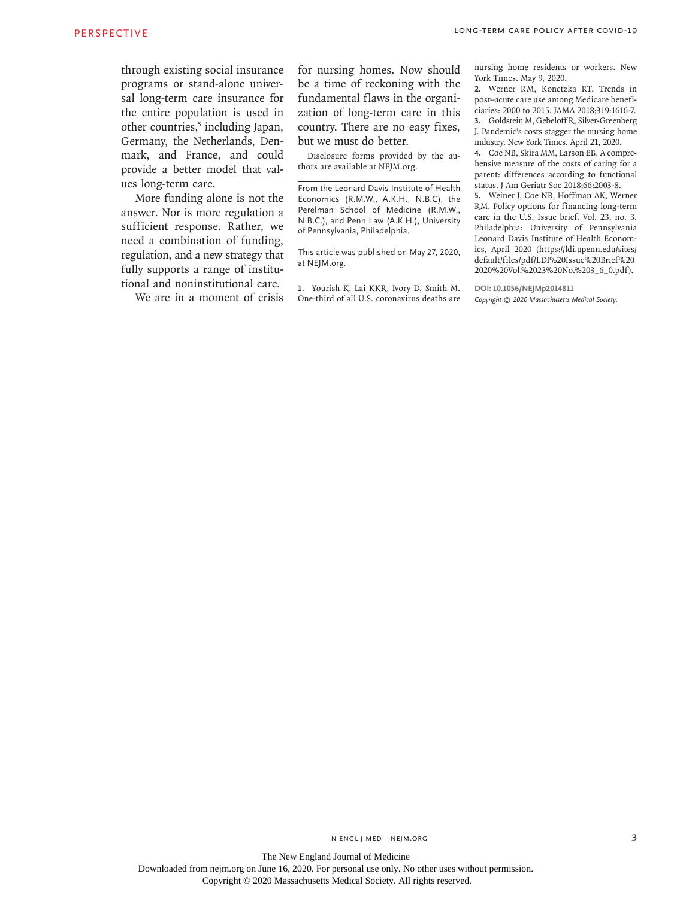through existing social insurance programs or stand-alone universal long-term care insurance for the entire population is used in other countries,[5] including Japan, Germany, the Netherlands, Denmark, and France, and could provide a better model that values long-term care.

More funding alone is not the answer. Nor is more regulation a sufficient response. Rather, we need a combination of funding, regulation, and a new strategy that fully supports a range of institutional and noninstitutional care.

We are in a moment of crisis for nursing homes. Now should be a time of reckoning with the fundamental flaws in the organization of long-term care in this country. There are no easy fixes, but we must do better.

Disclosure forms provided by the authors are available at NEJM.org.

From the Leonard Davis Institute of Health Economics (R.M.W., A.K.H., N.B.C), the Perelman School of Medicine (R.M.W., N.B.C.), and Penn Law (A.K.H.), University of Pennsylvania, Philadelphia.

This article was published on May 27, 2020, at NEJM.org.

1. Yourish K, Lai KKR, Ivory D, Smith M. One-third of all U.S. coronavirus deaths are nursing home residents or workers. New York Times. May 9, 2020.
2. Werner RM, Konetzka RT. Trends in post–acute care use among Medicare beneficiaries: 2000 to 2015. JAMA 2018;319:1616-7.
3. Goldstein M, Gebeloff R, Silver-Greenberg J. Pandemic's costs stagger the nursing home industry. New York Times. April 21, 2020.
4. Coe NB, Skira MM, Larson EB. A comprehensive measure of the costs of caring for a parent: differences according to functional status. J Am Geriatr Soc 2018;66:2003-8.
5. Weiner J, Coe NB, Hoffman AK, Werner RM. Policy options for financing long-term care in the U.S. Issue brief. Vol. 23, no. 3. Philadelphia: University of Pennsylvania Leonard Davis Institute of Health Economics, April 2020 (https://ldi.upenn.edu/sites/default/files/pdf/LDI%20Issue%20Brief%202020%20Vol.%2023%20No.%203_6_0.pdf).

DOI: 10.1056/NEJMp2014811

*Copyright © 2020 Massachusetts Medical Society.*